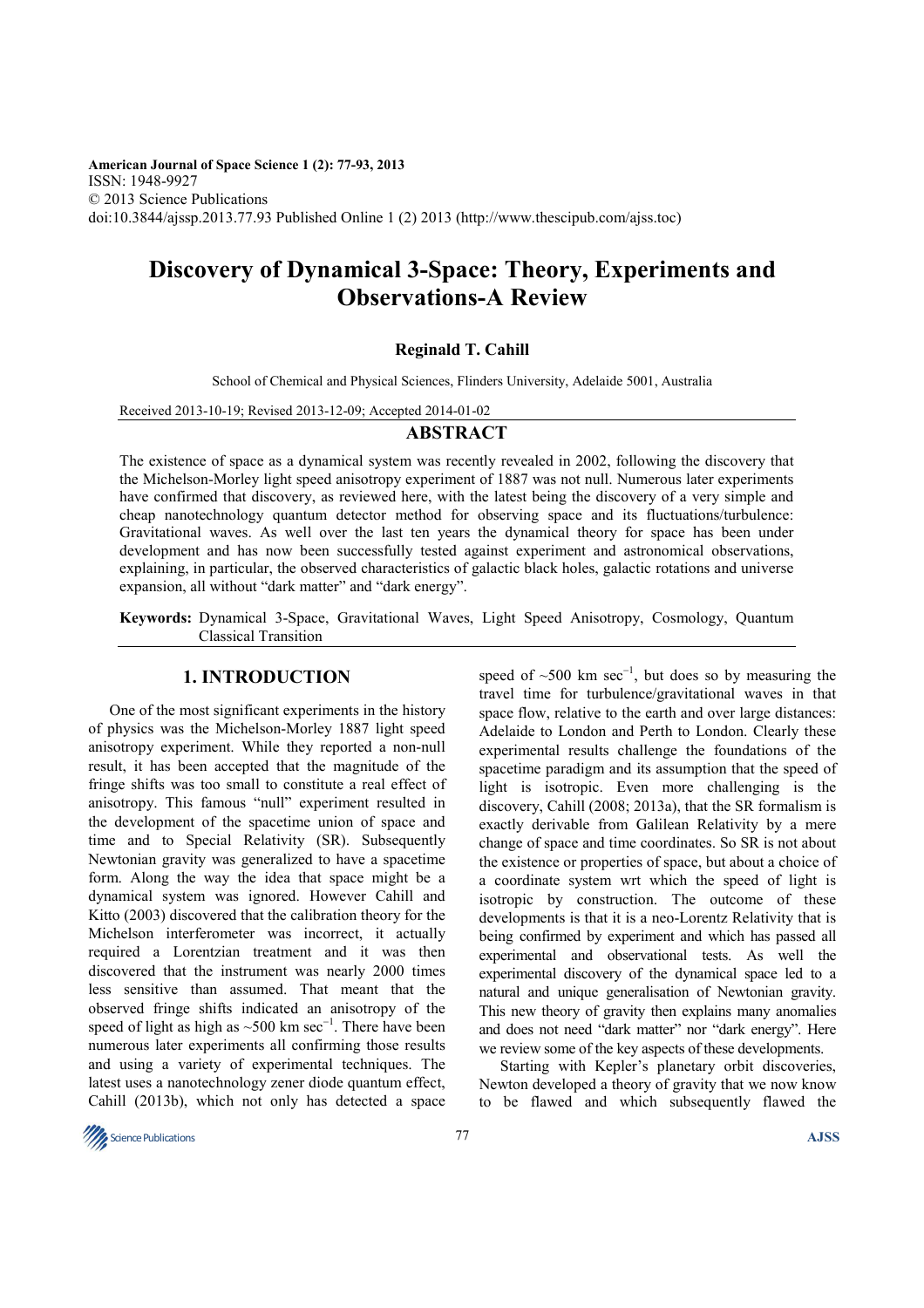American Journal of Space Science 1 (2): 77-93, 2013
ISSN: 1948-9927
© 2013 Science Publications
doi:10.3844/ajssp.2013.77.93 Published Online 1 (2) 2013 (http://www.thescipub.com/ajss.toc)

# Discovery of Dynamical 3-Space: Theory, Experiments and Observations-A Review

**Reginald T. Cahill**

School of Chemical and Physical Sciences, Flinders University, Adelaide 5001, Australia

Received 2013-10-19; Revised 2013-12-09; Accepted 2014-01-02

## ABSTRACT

The existence of space as a dynamical system was recently revealed in 2002, following the discovery that the Michelson-Morley light speed anisotropy experiment of 1887 was not null. Numerous later experiments have confirmed that discovery, as reviewed here, with the latest being the discovery of a very simple and cheap nanotechnology quantum detector method for observing space and its fluctuations/turbulence: Gravitational waves. As well over the last ten years the dynamical theory for space has been under development and has now been successfully tested against experiment and astronomical observations, explaining, in particular, the observed characteristics of galactic black holes, galactic rotations and universe expansion, all without "dark matter" and "dark energy".

**Keywords:** Dynamical 3-Space, Gravitational Waves, Light Speed Anisotropy, Cosmology, Quantum Classical Transition

## 1. INTRODUCTION

One of the most significant experiments in the history of physics was the Michelson-Morley 1887 light speed anisotropy experiment. While they reported a non-null result, it has been accepted that the magnitude of the fringe shifts was too small to constitute a real effect of anisotropy. This famous "null" experiment resulted in the development of the spacetime union of space and time and to Special Relativity (SR). Subsequently Newtonian gravity was generalized to have a spacetime form. Along the way the idea that space might be a dynamical system was ignored. However Cahill and Kitto (2003) discovered that the calibration theory for the Michelson interferometer was incorrect, it actually required a Lorentzian treatment and it was then discovered that the instrument was nearly 2000 times less sensitive than assumed. That meant that the observed fringe shifts indicated an anisotropy of the speed of light as high as ~500 km sec$^{-1}$. There have been numerous later experiments all confirming those results and using a variety of experimental techniques. The latest uses a nanotechnology zener diode quantum effect, Cahill (2013b), which not only has detected a space speed of ~500 km sec$^{-1}$, but does so by measuring the travel time for turbulence/gravitational waves in that space flow, relative to the earth and over large distances: Adelaide to London and Perth to London. Clearly these experimental results challenge the foundations of the spacetime paradigm and its assumption that the speed of light is isotropic. Even more challenging is the discovery, Cahill (2008; 2013a), that the SR formalism is exactly derivable from Galilean Relativity by a mere change of space and time coordinates. So SR is not about the existence or properties of space, but about a choice of a coordinate system wrt which the speed of light is isotropic by construction. The outcome of these developments is that it is a neo-Lorentz Relativity that is being confirmed by experiment and which has passed all experimental and observational tests. As well the experimental discovery of the dynamical space led to a natural and unique generalisation of Newtonian gravity. This new theory of gravity then explains many anomalies and does not need "dark matter" nor "dark energy". Here we review some of the key aspects of these developments.

Starting with Kepler's planetary orbit discoveries, Newton developed a theory of gravity that we now know to be flawed and which subsequently flawed the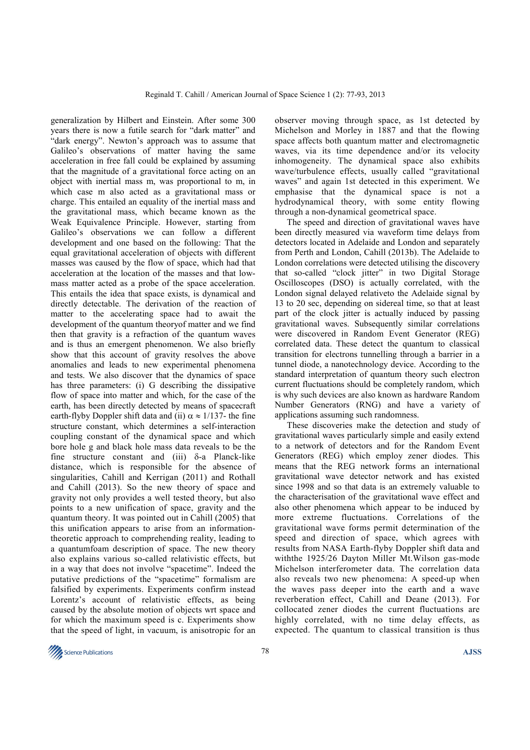generalization by Hilbert and Einstein. After some 300 years there is now a futile search for "dark matter" and "dark energy". Newton's approach was to assume that Galileo's observations of matter having the same acceleration in free fall could be explained by assuming that the magnitude of a gravitational force acting on an object with inertial mass m, was proportional to m, in which case m also acted as a gravitational mass or charge. This entailed an equality of the inertial mass and the gravitational mass, which became known as the Weak Equivalence Principle. However, starting from Galileo's observations we can follow a different development and one based on the following: That the equal gravitational acceleration of objects with different masses was caused by the flow of space, which had that acceleration at the location of the masses and that low-mass matter acted as a probe of the space acceleration. This entails the idea that space exists, is dynamical and directly detectable. The derivation of the reaction of matter to the accelerating space had to await the development of the quantum theoryof matter and we find then that gravity is a refraction of the quantum waves and is thus an emergent phenomenon. We also briefly show that this account of gravity resolves the above anomalies and leads to new experimental phenomena and tests. We also discover that the dynamics of space has three parameters: (i) G describing the dissipative flow of space into matter and which, for the case of the earth, has been directly detected by means of spacecraft earth-flyby Doppler shift data and (ii) $\alpha \approx 1/137$- the fine structure constant, which determines a self-interaction coupling constant of the dynamical space and which bore hole g and black hole mass data reveals to be the fine structure constant and (iii) $\delta$-a Planck-like distance, which is responsible for the absence of singularities, Cahill and Kerrigan (2011) and Rothall and Cahill (2013). So the new theory of space and gravity not only provides a well tested theory, but also points to a new unification of space, gravity and the quantum theory. It was pointed out in Cahill (2005) that this unification appears to arise from an information-theoretic approach to comprehending reality, leading to a quantumfoam description of space. The new theory also explains various so-called relativistic effects, but in a way that does not involve "spacetime". Indeed the putative predictions of the "spacetime" formalism are falsified by experiments. Experiments confirm instead Lorentz's account of relativistic effects, as being caused by the absolute motion of objects wrt space and for which the maximum speed is c. Experiments show that the speed of light, in vacuum, is anisotropic for an observer moving through space, as 1st detected by Michelson and Morley in 1887 and that the flowing space affects both quantum matter and electromagnetic waves, via its time dependence and/or its velocity inhomogeneity. The dynamical space also exhibits wave/turbulence effects, usually called "gravitational waves" and again 1st detected in this experiment. We emphasise that the dynamical space is not a hydrodynamical theory, with some entity flowing through a non-dynamical geometrical space.

The speed and direction of gravitational waves have been directly measured via waveform time delays from detectors located in Adelaide and London and separately from Perth and London, Cahill (2013b). The Adelaide to London correlations were detected utilising the discovery that so-called "clock jitter" in two Digital Storage Oscilloscopes (DSO) is actually correlated, with the London signal delayed relativeto the Adelaide signal by 13 to 20 sec, depending on sidereal time, so that at least part of the clock jitter is actually induced by passing gravitational waves. Subsequently similar correlations were discovered in Random Event Generator (REG) correlated data. These detect the quantum to classical transition for electrons tunnelling through a barrier in a tunnel diode, a nanotechnology device. According to the standard interpretation of quantum theory such electron current fluctuations should be completely random, which is why such devices are also known as hardware Random Number Generators (RNG) and have a variety of applications assuming such randomness.

These discoveries make the detection and study of gravitational waves particularly simple and easily extend to a network of detectors and for the Random Event Generators (REG) which employ zener diodes. This means that the REG network forms an international gravitational wave detector network and has existed since 1998 and so that data is an extremely valuable to the characterisation of the gravitational wave effect and also other phenomena which appear to be induced by more extreme fluctuations. Correlations of the gravitational wave forms permit determination of the speed and direction of space, which agrees with results from NASA Earth-flyby Doppler shift data and withthe 1925/26 Dayton Miller Mt.Wilson gas-mode Michelson interferometer data. The correlation data also reveals two new phenomena: A speed-up when the waves pass deeper into the earth and a wave reverberation effect, Cahill and Deane (2013). For collocated zener diodes the current fluctuations are highly correlated, with no time delay effects, as expected. The quantum to classical transition is thus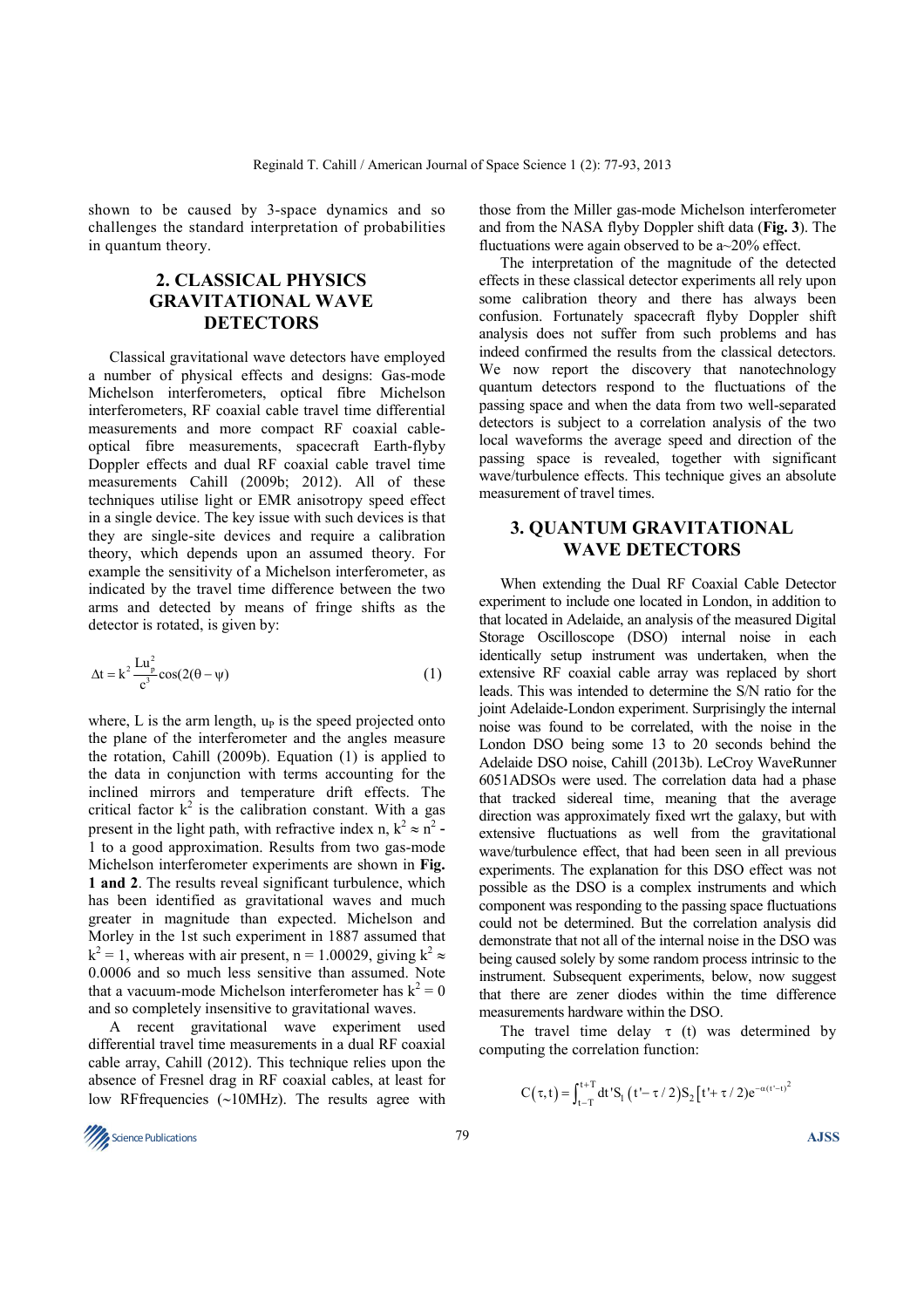shown to be caused by 3-space dynamics and so challenges the standard interpretation of probabilities in quantum theory.

## 2. CLASSICAL PHYSICS GRAVITATIONAL WAVE DETECTORS

Classical gravitational wave detectors have employed a number of physical effects and designs: Gas-mode Michelson interferometers, optical fibre Michelson interferometers, RF coaxial cable travel time differential measurements and more compact RF coaxial cable-optical fibre measurements, spacecraft Earth-flyby Doppler effects and dual RF coaxial cable travel time measurements Cahill (2009b; 2012). All of these techniques utilise light or EMR anisotropy speed effect in a single device. The key issue with such devices is that they are single-site devices and require a calibration theory, which depends upon an assumed theory. For example the sensitivity of a Michelson interferometer, as indicated by the travel time difference between the two arms and detected by means of fringe shifts as the detector is rotated, is given by:

$$\Delta t = k^2 \frac{Lu_p^2}{c^3}\cos(2(\theta - \psi)) \qquad (1)$$

where, L is the arm length, $u_P$ is the speed projected onto the plane of the interferometer and the angles measure the rotation, Cahill (2009b). Equation (1) is applied to the data in conjunction with terms accounting for the inclined mirrors and temperature drift effects. The critical factor $k^2$ is the calibration constant. With a gas present in the light path, with refractive index n, $k^2 \approx n^2 - 1$ to a good approximation. Results from two gas-mode Michelson interferometer experiments are shown in **Fig. 1 and 2**. The results reveal significant turbulence, which has been identified as gravitational waves and much greater in magnitude than expected. Michelson and Morley in the 1st such experiment in 1887 assumed that $k^2 = 1$, whereas with air present, $n = 1.00029$, giving $k^2 \approx 0.0006$ and so much less sensitive than assumed. Note that a vacuum-mode Michelson interferometer has $k^2 = 0$ and so completely insensitive to gravitational waves.

A recent gravitational wave experiment used differential travel time measurements in a dual RF coaxial cable array, Cahill (2012). This technique relies upon the absence of Fresnel drag in RF coaxial cables, at least for low RFfrequencies (~10MHz). The results agree with those from the Miller gas-mode Michelson interferometer and from the NASA flyby Doppler shift data (**Fig. 3**). The fluctuations were again observed to be a~20% effect.

The interpretation of the magnitude of the detected effects in these classical detector experiments all rely upon some calibration theory and there has always been confusion. Fortunately spacecraft flyby Doppler shift analysis does not suffer from such problems and has indeed confirmed the results from the classical detectors. We now report the discovery that nanotechnology quantum detectors respond to the fluctuations of the passing space and when the data from two well-separated detectors is subject to a correlation analysis of the two local waveforms the average speed and direction of the passing space is revealed, together with significant wave/turbulence effects. This technique gives an absolute measurement of travel times.

## 3. QUANTUM GRAVITATIONAL WAVE DETECTORS

When extending the Dual RF Coaxial Cable Detector experiment to include one located in London, in addition to that located in Adelaide, an analysis of the measured Digital Storage Oscilloscope (DSO) internal noise in each identically setup instrument was undertaken, when the extensive RF coaxial cable array was replaced by short leads. This was intended to determine the S/N ratio for the joint Adelaide-London experiment. Surprisingly the internal noise was found to be correlated, with the noise in the London DSO being some 13 to 20 seconds behind the Adelaide DSO noise, Cahill (2013b). LeCroy WaveRunner 6051ADSOs were used. The correlation data had a phase that tracked sidereal time, meaning that the average direction was approximately fixed wrt the galaxy, but with extensive fluctuations as well from the gravitational wave/turbulence effect, that had been seen in all previous experiments. The explanation for this DSO effect was not possible as the DSO is a complex instruments and which component was responding to the passing space fluctuations could not be determined. But the correlation analysis did demonstrate that not all of the internal noise in the DSO was being caused solely by some random process intrinsic to the instrument. Subsequent experiments, below, now suggest that there are zener diodes within the time difference measurements hardware within the DSO.

The travel time delay τ (t) was determined by computing the correlation function:

$$C(\tau, t) = \int_{t-T}^{t+T} dt' S_1\left(t' - \tau/2\right) S_2\left[t' + \tau/2\right) e^{-\alpha(t'-t)^2}$$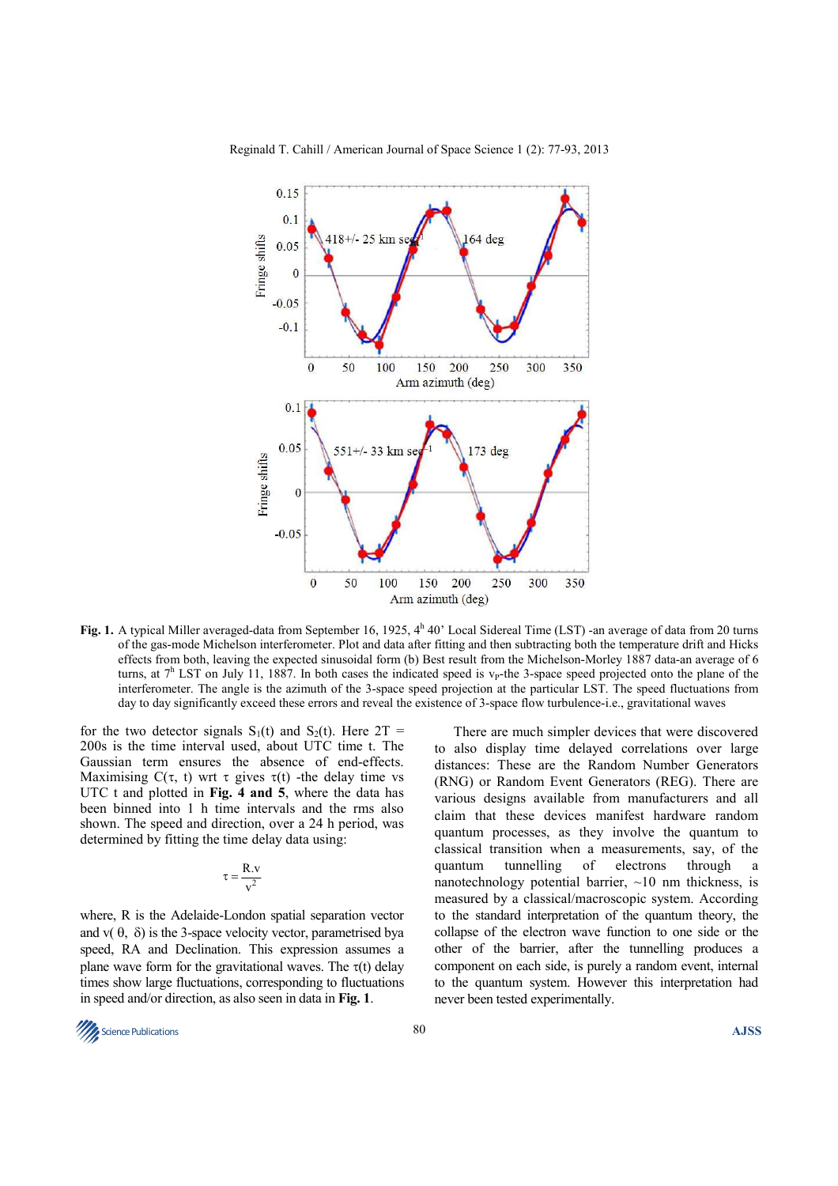**Fig. 1.** A typical Miller averaged-data from September 16, 1925, 4[h] 40' Local Sidereal Time (LST) -an average of data from 20 turns of the gas-mode Michelson interferometer. Plot and data after fitting and then subtracting both the temperature drift and Hicks effects from both, leaving the expected sinusoidal form (b) Best result from the Michelson-Morley 1887 data-an average of 6 turns, at 7[h] LST on July 11, 1887. In both cases the indicated speed is $v_P$-the 3-space speed projected onto the plane of the interferometer. The angle is the azimuth of the 3-space speed projection at the particular LST. The speed fluctuations from day to day significantly exceed these errors and reveal the existence of 3-space flow turbulence-i.e., gravitational waves

for the two detector signals $S_1(t)$ and $S_2(t)$. Here $2T$ = 200s is the time interval used, about UTC time t. The Gaussian term ensures the absence of end-effects. Maximising $C(\tau, t)$ wrt $\tau$ gives $\tau(t)$ -the delay time vs UTC t and plotted in **Fig. 4 and 5**, where the data has been binned into 1 h time intervals and the rms also shown. The speed and direction, over a 24 h period, was determined by fitting the time delay data using:

$$\tau = \frac{R.v}{v^2}$$

where, R is the Adelaide-London spatial separation vector and $v(\theta, \delta)$ is the 3-space velocity vector, parametrised bya speed, RA and Declination. This expression assumes a plane wave form for the gravitational waves. The $\tau(t)$ delay times show large fluctuations, corresponding to fluctuations in speed and/or direction, as also seen in data in **Fig. 1**.

There are much simpler devices that were discovered to also display time delayed correlations over large distances: These are the Random Number Generators (RNG) or Random Event Generators (REG). There are various designs available from manufacturers and all claim that these devices manifest hardware random quantum processes, as they involve the quantum to classical transition when a measurements, say, of the quantum tunnelling of electrons through a nanotechnology potential barrier, ~10 nm thickness, is measured by a classical/macroscopic system. According to the standard interpretation of the quantum theory, the collapse of the electron wave function to one side or the other of the barrier, after the tunnelling produces a component on each side, is purely a random event, internal to the quantum system. However this interpretation had never been tested experimentally.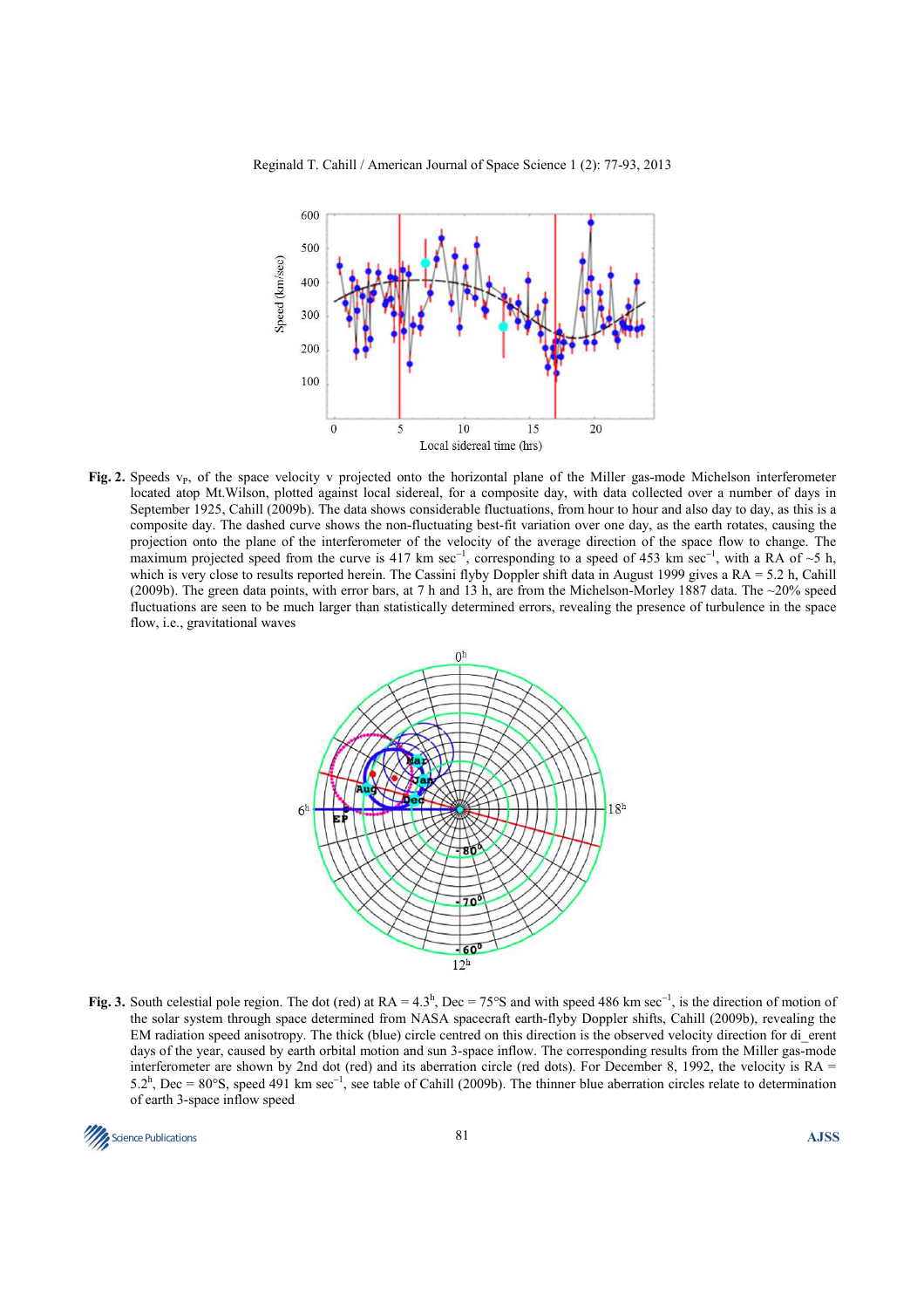**Fig. 2.** Speeds $v_P$, of the space velocity v projected onto the horizontal plane of the Miller gas-mode Michelson interferometer located atop Mt.Wilson, plotted against local sidereal, for a composite day, with data collected over a number of days in September 1925, Cahill (2009b). The data shows considerable fluctuations, from hour to hour and also day to day, as this is a composite day. The dashed curve shows the non-fluctuating best-fit variation over one day, as the earth rotates, causing the projection onto the plane of the interferometer of the velocity of the average direction of the space flow to change. The maximum projected speed from the curve is 417 km sec$^{-1}$, corresponding to a speed of 453 km sec$^{-1}$, with a RA of ~5 h, which is very close to results reported herein. The Cassini flyby Doppler shift data in August 1999 gives a RA = 5.2 h, Cahill (2009b). The green data points, with error bars, at 7 h and 13 h, are from the Michelson-Morley 1887 data. The ~20% speed fluctuations are seen to be much larger than statistically determined errors, revealing the presence of turbulence in the space flow, i.e., gravitational waves

**Fig. 3.** South celestial pole region. The dot (red) at RA = 4.3$^h$, Dec = 75°S and with speed 486 km sec$^{-1}$, is the direction of motion of the solar system through space determined from NASA spacecraft earth-flyby Doppler shifts, Cahill (2009b), revealing the EM radiation speed anisotropy. The thick (blue) circle centred on this direction is the observed velocity direction for different days of the year, caused by earth orbital motion and sun 3-space inflow. The corresponding results from the Miller gas-mode interferometer are shown by 2nd dot (red) and its aberration circle (red dots). For December 8, 1992, the velocity is RA = 5.2$^h$, Dec = 80°S, speed 491 km sec$^{-1}$, see table of Cahill (2009b). The thinner blue aberration circles relate to determination of earth 3-space inflow speed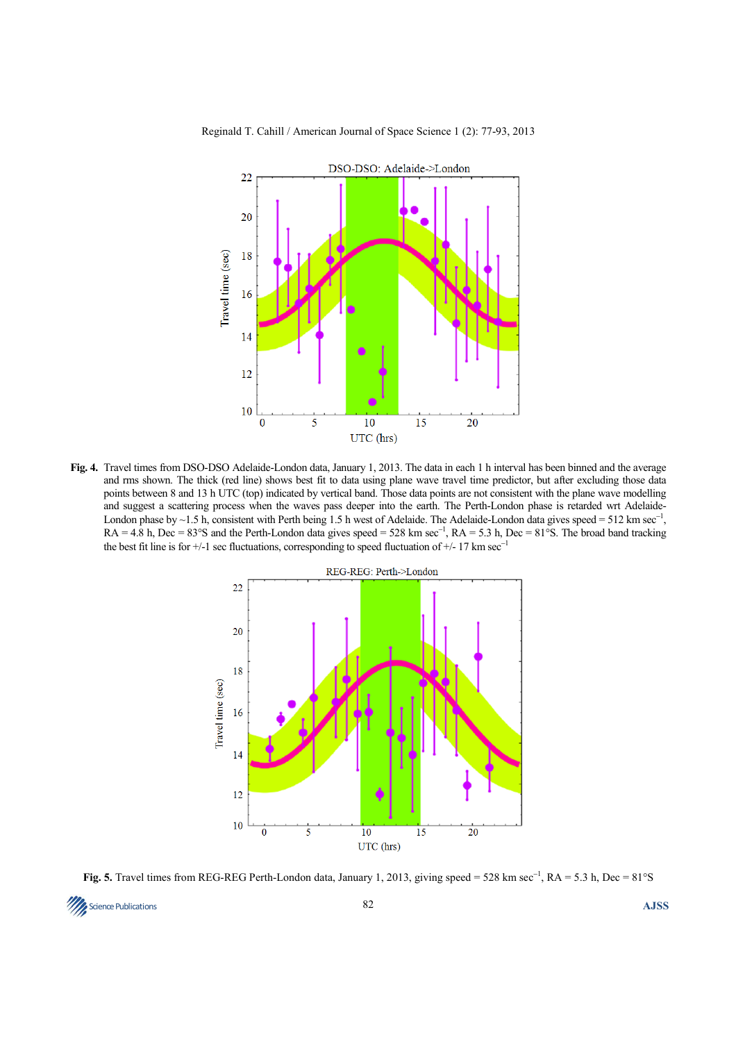**Fig. 4.** Travel times from DSO-DSO Adelaide-London data, January 1, 2013. The data in each 1 h interval has been binned and the average and rms shown. The thick (red line) shows best fit to data using plane wave travel time predictor, but after excluding those data points between 8 and 13 h UTC (top) indicated by vertical band. Those data points are not consistent with the plane wave modelling and suggest a scattering process when the waves pass deeper into the earth. The Perth-London phase is retarded wrt Adelaide-London phase by ~1.5 h, consistent with Perth being 1.5 h west of Adelaide. The Adelaide-London data gives speed = 512 km sec$^{-1}$, RA = 4.8 h, Dec = 83°S and the Perth-London data gives speed = 528 km sec$^{-1}$, RA = 5.3 h, Dec = 81°S. The broad band tracking the best fit line is for +/-1 sec fluctuations, corresponding to speed fluctuation of +/- 17 km sec$^{-1}$

**Fig. 5.** Travel times from REG-REG Perth-London data, January 1, 2013, giving speed = 528 km sec$^{-1}$, RA = 5.3 h, Dec = 81°S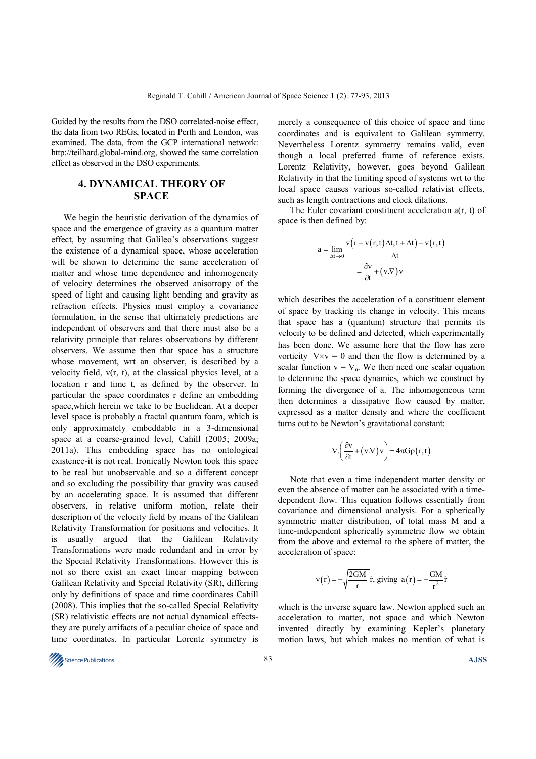Guided by the results from the DSO correlated-noise effect, the data from two REGs, located in Perth and London, was examined. The data, from the GCP international network: http://teilhard.global-mind.org, showed the same correlation effect as observed in the DSO experiments.

## 4. DYNAMICAL THEORY OF SPACE

We begin the heuristic derivation of the dynamics of space and the emergence of gravity as a quantum matter effect, by assuming that Galileo's observations suggest the existence of a dynamical space, whose acceleration will be shown to determine the same acceleration of matter and whose time dependence and inhomogeneity of velocity determines the observed anisotropy of the speed of light and causing light bending and gravity as refraction effects. Physics must employ a covariance formulation, in the sense that ultimately predictions are independent of observers and that there must also be a relativity principle that relates observations by different observers. We assume then that space has a structure whose movement, wrt an observer, is described by a velocity field, v(r, t), at the classical physics level, at a location r and time t, as defined by the observer. In particular the space coordinates r define an embedding space,which herein we take to be Euclidean. At a deeper level space is probably a fractal quantum foam, which is only approximately embeddable in a 3-dimensional space at a coarse-grained level, Cahill (2005; 2009a; 2011a). This embedding space has no ontological existence-it is not real. Ironically Newton took this space to be real but unobservable and so a different concept and so excluding the possibility that gravity was caused by an accelerating space. It is assumed that different observers, in relative uniform motion, relate their description of the velocity field by means of the Galilean Relativity Transformation for positions and velocities. It is usually argued that the Galilean Relativity Transformations were made redundant and in error by the Special Relativity Transformations. However this is not so there exist an exact linear mapping between Galilean Relativity and Special Relativity (SR), differing only by definitions of space and time coordinates Cahill (2008). This implies that the so-called Special Relativity (SR) relativistic effects are not actual dynamical effects-they are purely artifacts of a peculiar choice of space and time coordinates. In particular Lorentz symmetry is merely a consequence of this choice of space and time coordinates and is equivalent to Galilean symmetry. Nevertheless Lorentz symmetry remains valid, even though a local preferred frame of reference exists. Lorentz Relativity, however, goes beyond Galilean Relativity in that the limiting speed of systems wrt to the local space causes various so-called relativist effects, such as length contractions and clock dilations.

The Euler covariant constituent acceleration a(r, t) of space is then defined by:

$$a = \lim_{\Delta t \to 0} \frac{v\left(r + v(r,t)\Delta t, t + \Delta t\right) - v(r,t)}{\Delta t} = \frac{\partial v}{\partial t} + (v.\nabla)v$$

which describes the acceleration of a constituent element of space by tracking its change in velocity. This means that space has a (quantum) structure that permits its velocity to be defined and detected, which experimentally has been done. We assume here that the flow has zero vorticity $\nabla \times v = 0$ and then the flow is determined by a scalar function $v = \nabla_u$. We then need one scalar equation to determine the space dynamics, which we construct by forming the divergence of a. The inhomogeneous term then determines a dissipative flow caused by matter, expressed as a matter density and where the coefficient turns out to be Newton's gravitational constant:

$$\nabla.\left(\frac{\partial v}{\partial t} + (v.\nabla)v\right) = 4\pi G\rho(r,t)$$

Note that even a time independent matter density or even the absence of matter can be associated with a time-dependent flow. This equation follows essentially from covariance and dimensional analysis. For a spherically symmetric matter distribution, of total mass M and a time-independent spherically symmetric flow we obtain from the above and external to the sphere of matter, the acceleration of space:

$$v(r) = -\sqrt{\frac{2GM}{r}}\,\hat{r}, \text{ giving } a(r) = -\frac{GM}{r^2}\hat{r}$$

which is the inverse square law. Newton applied such an acceleration to matter, not space and which Newton invented directly by examining Kepler's planetary motion laws, but which makes no mention of what is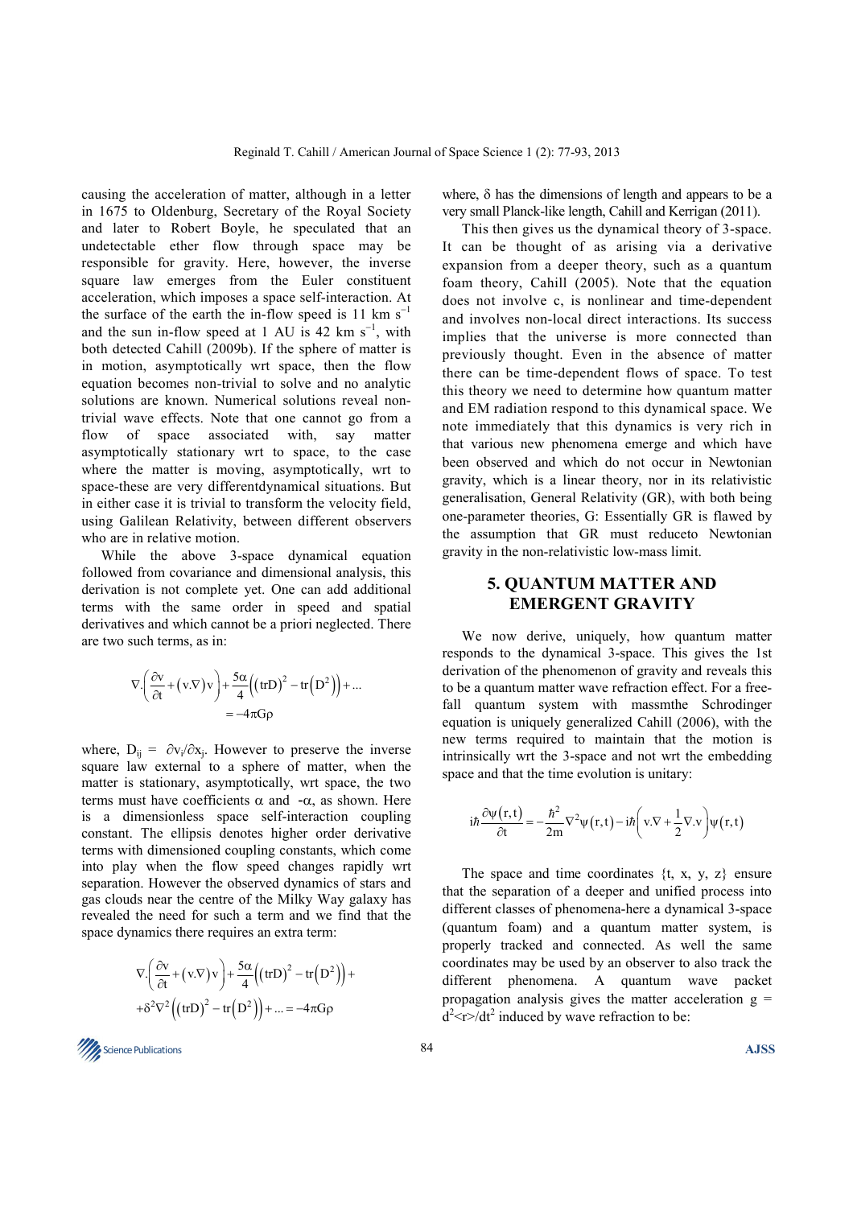causing the acceleration of matter, although in a letter in 1675 to Oldenburg, Secretary of the Royal Society and later to Robert Boyle, he speculated that an undetectable ether flow through space may be responsible for gravity. Here, however, the inverse square law emerges from the Euler constituent acceleration, which imposes a space self-interaction. At the surface of the earth the in-flow speed is 11 km $s^{-1}$ and the sun in-flow speed at 1 AU is 42 km $s^{-1}$, with both detected Cahill (2009b). If the sphere of matter is in motion, asymptotically wrt space, then the flow equation becomes non-trivial to solve and no analytic solutions are known. Numerical solutions reveal non-trivial wave effects. Note that one cannot go from a flow of space associated with, say matter asymptotically stationary wrt to space, to the case where the matter is moving, asymptotically, wrt to space-these are very differentdynamical situations. But in either case it is trivial to transform the velocity field, using Galilean Relativity, between different observers who are in relative motion.

While the above 3-space dynamical equation followed from covariance and dimensional analysis, this derivation is not complete yet. One can add additional terms with the same order in speed and spatial derivatives and which cannot be a priori neglected. There are two such terms, as in:

$$\nabla.\left(\frac{\partial v}{\partial t}+(v.\nabla)v\right)+\frac{5\alpha}{4}\left((trD)^2-tr\left(D^2\right)\right)+... = -4\pi G\rho$$

where, $D_{ij} = \partial v_i/\partial x_j$. However to preserve the inverse square law external to a sphere of matter, when the matter is stationary, asymptotically, wrt space, the two terms must have coefficients $\alpha$ and $-\alpha$, as shown. Here is a dimensionless space self-interaction coupling constant. The ellipsis denotes higher order derivative terms with dimensioned coupling constants, which come into play when the flow speed changes rapidly wrt separation. However the observed dynamics of stars and gas clouds near the centre of the Milky Way galaxy has revealed the need for such a term and we find that the space dynamics there requires an extra term:

$$\nabla.\left(\frac{\partial v}{\partial t}+(v.\nabla)v\right)+\frac{5\alpha}{4}\left((trD)^2-tr\left(D^2\right)\right)+ +\delta^2\nabla^2\left((trD)^2-tr\left(D^2\right)\right)+... = -4\pi G\rho$$

where, $\delta$ has the dimensions of length and appears to be a very small Planck-like length, Cahill and Kerrigan (2011).

This then gives us the dynamical theory of 3-space. It can be thought of as arising via a derivative expansion from a deeper theory, such as a quantum foam theory, Cahill (2005). Note that the equation does not involve c, is nonlinear and time-dependent and involves non-local direct interactions. Its success implies that the universe is more connected than previously thought. Even in the absence of matter there can be time-dependent flows of space. To test this theory we need to determine how quantum matter and EM radiation respond to this dynamical space. We note immediately that this dynamics is very rich in that various new phenomena emerge and which have been observed and which do not occur in Newtonian gravity, which is a linear theory, nor in its relativistic generalisation, General Relativity (GR), with both being one-parameter theories, G: Essentially GR is flawed by the assumption that GR must reduceto Newtonian gravity in the non-relativistic low-mass limit.

## 5. QUANTUM MATTER AND EMERGENT GRAVITY

We now derive, uniquely, how quantum matter responds to the dynamical 3-space. This gives the 1st derivation of the phenomenon of gravity and reveals this to be a quantum matter wave refraction effect. For a free-fall quantum system with massmthe Schrodinger equation is uniquely generalized Cahill (2006), with the new terms required to maintain that the motion is intrinsically wrt the 3-space and not wrt the embedding space and that the time evolution is unitary:

$$i\hbar\frac{\partial\psi(r,t)}{\partial t}=-\frac{\hbar^2}{2m}\nabla^2\psi(r,t)-i\hbar\left(v.\nabla+\frac{1}{2}\nabla.v\right)\psi(r,t)$$

The space and time coordinates {t, x, y, z} ensure that the separation of a deeper and unified process into different classes of phenomena-here a dynamical 3-space (quantum foam) and a quantum matter system, is properly tracked and connected. As well the same coordinates may be used by an observer to also track the different phenomena. A quantum wave packet propagation analysis gives the matter acceleration $g = d^2\langle r\rangle/dt^2$ induced by wave refraction to be: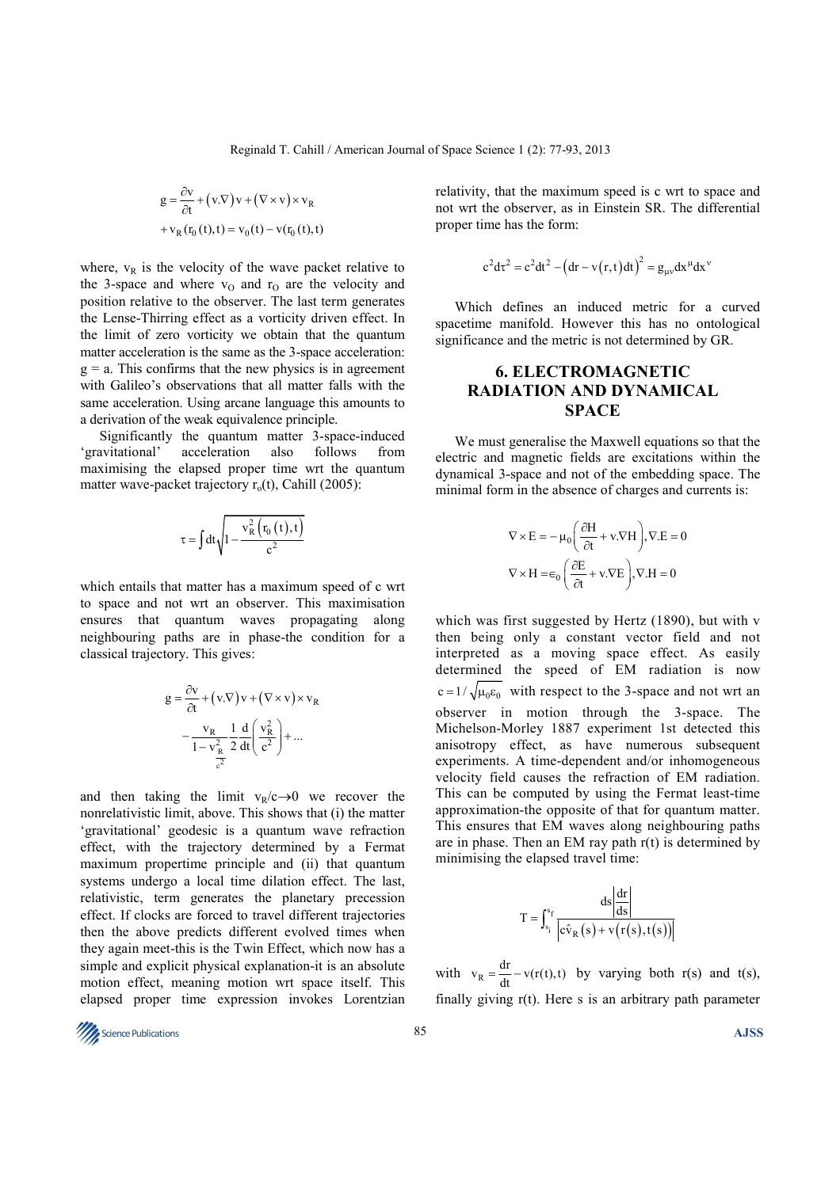$$g = \frac{\partial v}{\partial t} + (v.\nabla)v + (\nabla \times v) \times v_R$$
$$+ v_R(r_0(t), t) = v_0(t) - v(r_0(t), t)$$

where, $v_R$ is the velocity of the wave packet relative to the 3-space and where $v_O$ and $r_O$ are the velocity and position relative to the observer. The last term generates the Lense-Thirring effect as a vorticity driven effect. In the limit of zero vorticity we obtain that the quantum matter acceleration is the same as the 3-space acceleration: $g = a$. This confirms that the new physics is in agreement with Galileo's observations that all matter falls with the same acceleration. Using arcane language this amounts to a derivation of the weak equivalence principle.

Significantly the quantum matter 3-space-induced 'gravitational' acceleration also follows from maximising the elapsed proper time wrt the quantum matter wave-packet trajectory $r_o(t)$, Cahill (2005):

$$\tau = \int dt \sqrt{1 - \frac{v_R^2(r_0(t), t)}{c^2}}$$

which entails that matter has a maximum speed of c wrt to space and not wrt an observer. This maximisation ensures that quantum waves propagating along neighbouring paths are in phase-the condition for a classical trajectory. This gives:

$$g = \frac{\partial v}{\partial t} + (v.\nabla)v + (\nabla \times v) \times v_R$$
$$- \frac{v_R}{1 - \frac{v_R^2}{c^2}} \frac{1}{2} \frac{d}{dt}\left(\frac{v_R^2}{c^2}\right) + \ldots$$

and then taking the limit $v_R/c \to 0$ we recover the nonrelativistic limit, above. This shows that (i) the matter 'gravitational' geodesic is a quantum wave refraction effect, with the trajectory determined by a Fermat maximum propertime principle and (ii) that quantum systems undergo a local time dilation effect. The last, relativistic, term generates the planetary precession effect. If clocks are forced to travel different trajectories then the above predicts different evolved times when they again meet-this is the Twin Effect, which now has a simple and explicit physical explanation-it is an absolute motion effect, meaning motion wrt space itself. This elapsed proper time expression invokes Lorentzian relativity, that the maximum speed is c wrt to space and not wrt the observer, as in Einstein SR. The differential proper time has the form:

$$c^2 d\tau^2 = c^2 dt^2 - (dr - v(r,t)dt)^2 = g_{\mu\nu} dx^\mu dx^\nu$$

Which defines an induced metric for a curved spacetime manifold. However this has no ontological significance and the metric is not determined by GR.

## 6. ELECTROMAGNETIC RADIATION AND DYNAMICAL SPACE

We must generalise the Maxwell equations so that the electric and magnetic fields are excitations within the dynamical 3-space and not of the embedding space. The minimal form in the absence of charges and currents is:

$$\nabla \times E = -\mu_0\left(\frac{\partial H}{\partial t} + v.\nabla H\right), \nabla.E = 0$$
$$\nabla \times H = \epsilon_0\left(\frac{\partial E}{\partial t} + v.\nabla E\right), \nabla.H = 0$$

which was first suggested by Hertz (1890), but with v then being only a constant vector field and not interpreted as a moving space effect. As easily determined the speed of EM radiation is now $c = 1/\sqrt{\mu_0 \varepsilon_0}$ with respect to the 3-space and not wrt an observer in motion through the 3-space. The Michelson-Morley 1887 experiment 1st detected this anisotropy effect, as have numerous subsequent experiments. A time-dependent and/or inhomogeneous velocity field causes the refraction of EM radiation. This can be computed by using the Fermat least-time approximation-the opposite of that for quantum matter. This ensures that EM waves along neighbouring paths are in phase. Then an EM ray path r(t) is determined by minimising the elapsed travel time:

$$T = \int_{s_i}^{s_f} \frac{ds \left|\frac{dr}{ds}\right|}{\left|c\hat{v}_R(s) + v(r(s), t(s))\right|}$$

with $v_R = \frac{dr}{dt} - v(r(t), t)$ by varying both r(s) and t(s), finally giving r(t). Here s is an arbitrary path parameter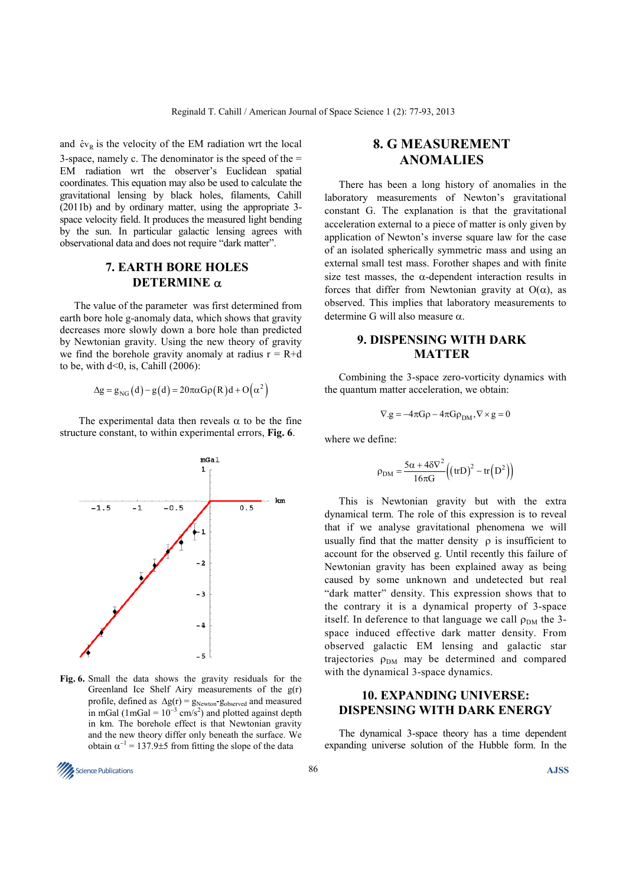and $\hat{c}v_R$ is the velocity of the EM radiation wrt the local 3-space, namely c. The denominator is the speed of the = EM radiation wrt the observer's Euclidean spatial coordinates. This equation may also be used to calculate the gravitational lensing by black holes, filaments, Cahill (2011b) and by ordinary matter, using the appropriate 3-space velocity field. It produces the measured light bending by the sun. In particular galactic lensing agrees with observational data and does not require "dark matter".

## 7. EARTH BORE HOLES DETERMINE α

The value of the parameter was first determined from earth bore hole g-anomaly data, which shows that gravity decreases more slowly down a bore hole than predicted by Newtonian gravity. Using the new theory of gravity we find the borehole gravity anomaly at radius r = R+d to be, with d<0, is, Cahill (2006):

$$\Delta g = g_{NG}(d) - g(d) = 20\pi\alpha G\rho(R)d + O(\alpha^2)$$

The experimental data then reveals α to be the fine structure constant, to within experimental errors, **Fig. 6**.

**Fig. 6.** Small the data shows the gravity residuals for the Greenland Ice Shelf Airy measurements of the g(r) profile, defined as $\Delta g(r) = g_{Newton} - g_{observed}$ and measured in mGal (1mGal = $10^{-3}$ cm/s$^2$) and plotted against depth in km. The borehole effect is that Newtonian gravity and the new theory differ only beneath the surface. We obtain $\alpha^{-1} = 137.9 \pm 5$ from fitting the slope of the data

## 8. G MEASUREMENT ANOMALIES

There has been a long history of anomalies in the laboratory measurements of Newton's gravitational constant G. The explanation is that the gravitational acceleration external to a piece of matter is only given by application of Newton's inverse square law for the case of an isolated spherically symmetric mass and using an external small test mass. Forother shapes and with finite size test masses, the α-dependent interaction results in forces that differ from Newtonian gravity at O(α), as observed. This implies that laboratory measurements to determine G will also measure α.

## 9. DISPENSING WITH DARK MATTER

Combining the 3-space zero-vorticity dynamics with the quantum matter acceleration, we obtain:

$$\nabla.g = -4\pi G\rho - 4\pi G\rho_{DM}, \nabla \times g = 0$$

where we define:

$$\rho_{DM} = \frac{5\alpha + 4\delta\nabla^2}{16\pi G}\left((\mathrm{tr}D)^2 - \mathrm{tr}(D^2)\right)$$

This is Newtonian gravity but with the extra dynamical term. The role of this expression is to reveal that if we analyse gravitational phenomena we will usually find that the matter density ρ is insufficient to account for the observed g. Until recently this failure of Newtonian gravity has been explained away as being caused by some unknown and undetected but real "dark matter" density. This expression shows that to the contrary it is a dynamical property of 3-space itself. In deference to that language we call $\rho_{DM}$ the 3-space induced effective dark matter density. From observed galactic EM lensing and galactic star trajectories $\rho_{DM}$ may be determined and compared with the dynamical 3-space dynamics.

## 10. EXPANDING UNIVERSE: DISPENSING WITH DARK ENERGY

The dynamical 3-space theory has a time dependent expanding universe solution of the Hubble form. In the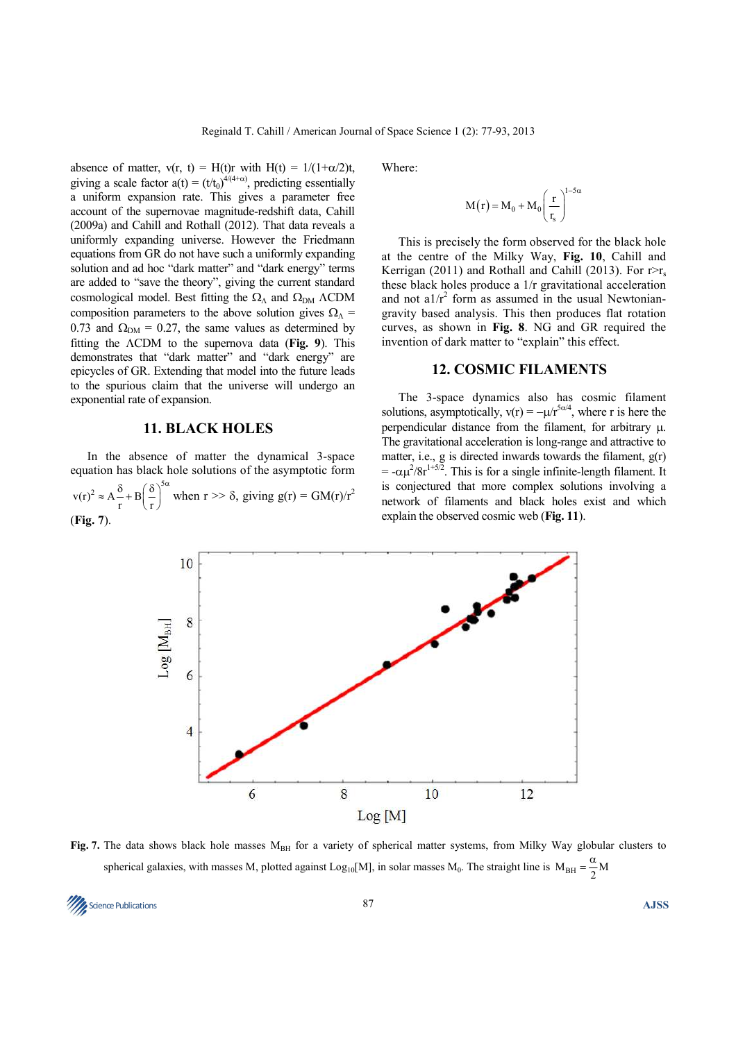absence of matter, $v(r, t) = H(t)r$ with $H(t) = 1/(1+\alpha/2)t$, giving a scale factor $a(t) = (t/t_0)^{4/(4+\alpha)}$, predicting essentially a uniform expansion rate. This gives a parameter free account of the supernovae magnitude-redshift data, Cahill (2009a) and Cahill and Rothall (2012). That data reveals a uniformly expanding universe. However the Friedmann equations from GR do not have such a uniformly expanding solution and ad hoc "dark matter" and "dark energy" terms are added to "save the theory", giving the current standard cosmological model. Best fitting the $\Omega_\Lambda$ and $\Omega_{DM}$ ΛCDM composition parameters to the above solution gives $\Omega_\Lambda = 0.73$ and $\Omega_{DM} = 0.27$, the same values as determined by fitting the ΛCDM to the supernova data (**Fig. 9**). This demonstrates that "dark matter" and "dark energy" are epicycles of GR. Extending that model into the future leads to the spurious claim that the universe will undergo an exponential rate of expansion.

## 11. BLACK HOLES

In the absence of matter the dynamical 3-space equation has black hole solutions of the asymptotic form $v(r)^2 \approx A\frac{\delta}{r} + B\left(\frac{\delta}{r}\right)^{5\alpha}$ when $r \gg \delta$, giving $g(r) = GM(r)/r^2$ (**Fig. 7**).

Where:

$$M(r) = M_0 + M_0\left(\frac{r}{r_s}\right)^{1-5\alpha}$$

This is precisely the form observed for the black hole at the centre of the Milky Way, **Fig. 10**, Cahill and Kerrigan (2011) and Rothall and Cahill (2013). For $r > r_s$ these black holes produce a $1/r$ gravitational acceleration and not a $1/r^2$ form as assumed in the usual Newtonian-gravity based analysis. This then produces flat rotation curves, as shown in **Fig. 8**. NG and GR required the invention of dark matter to "explain" this effect.

## 12. COSMIC FILAMENTS

The 3-space dynamics also has cosmic filament solutions, asymptotically, $v(r) = -\mu/r^{5\alpha/4}$, where r is here the perpendicular distance from the filament, for arbitrary μ. The gravitational acceleration is long-range and attractive to matter, i.e., g is directed inwards towards the filament, $g(r) = -\alpha\mu^2/8r^{1+5/2}$. This is for a single infinite-length filament. It is conjectured that more complex solutions involving a network of filaments and black holes exist and which explain the observed cosmic web (**Fig. 11**).

**Fig. 7.** The data shows black hole masses $M_{BH}$ for a variety of spherical matter systems, from Milky Way globular clusters to spherical galaxies, with masses M, plotted against $Log_{10}[M]$, in solar masses $M_0$. The straight line is $M_{BH} = \frac{\alpha}{2}M$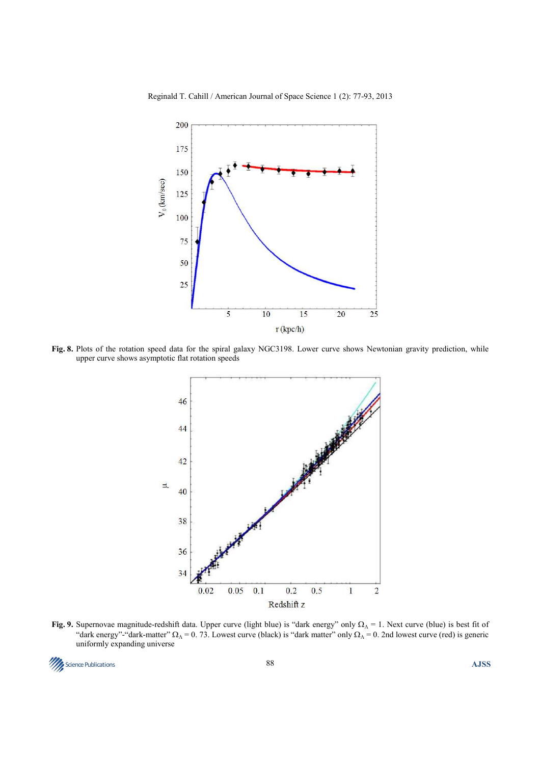**Fig. 8.** Plots of the rotation speed data for the spiral galaxy NGC3198. Lower curve shows Newtonian gravity prediction, while upper curve shows asymptotic flat rotation speeds

**Fig. 9.** Supernovae magnitude-redshift data. Upper curve (light blue) is "dark energy" only $\Omega_\Lambda = 1$. Next curve (blue) is best fit of "dark energy"-"dark-matter" $\Omega_\Lambda = 0.73$. Lowest curve (black) is "dark matter" only $\Omega_\Lambda = 0$. 2nd lowest curve (red) is generic uniformly expanding universe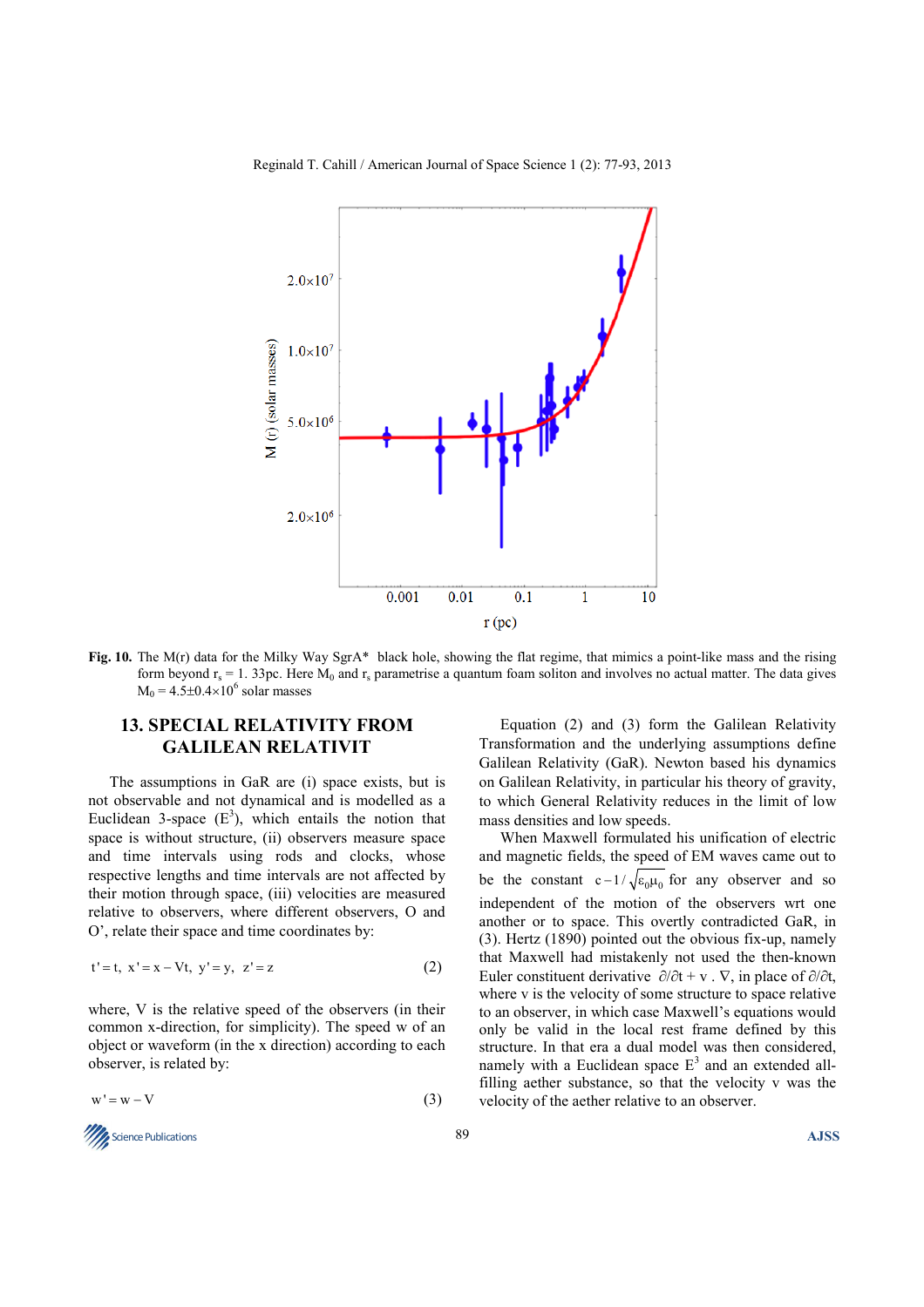**Fig. 10.** The M(r) data for the Milky Way SgrA* black hole, showing the flat regime, that mimics a point-like mass and the rising form beyond $r_s$ = 1. 33pc. Here $M_0$ and $r_s$ parametrise a quantum foam soliton and involves no actual matter. The data gives $M_0 = 4.5 \pm 0.4 \times 10^6$ solar masses

## 13. SPECIAL RELATIVITY FROM GALILEAN RELATIVIT

The assumptions in GaR are (i) space exists, but is not observable and not dynamical and is modelled as a Euclidean 3-space ($E^3$), which entails the notion that space is without structure, (ii) observers measure space and time intervals using rods and clocks, whose respective lengths and time intervals are not affected by their motion through space, (iii) velocities are measured relative to observers, where different observers, O and O', relate their space and time coordinates by:

$$t' = t,\ x' = x - Vt,\ y' = y,\ z' = z \tag{2}$$

where, V is the relative speed of the observers (in their common x-direction, for simplicity). The speed w of an object or waveform (in the x direction) according to each observer, is related by:

$$w' = w - V \tag{3}$$

Equation (2) and (3) form the Galilean Relativity Transformation and the underlying assumptions define Galilean Relativity (GaR). Newton based his dynamics on Galilean Relativity, in particular his theory of gravity, to which General Relativity reduces in the limit of low mass densities and low speeds.

When Maxwell formulated his unification of electric and magnetic fields, the speed of EM waves came out to be the constant $c - 1/\sqrt{\varepsilon_0\mu_0}$ for any observer and so independent of the motion of the observers wrt one another or to space. This overtly contradicted GaR, in (3). Hertz (1890) pointed out the obvious fix-up, namely that Maxwell had mistakenly not used the then-known Euler constituent derivative $\partial/\partial t + v \cdot \nabla$, in place of $\partial/\partial t$, where v is the velocity of some structure to space relative to an observer, in which case Maxwell's equations would only be valid in the local rest frame defined by this structure. In that era a dual model was then considered, namely with a Euclidean space $E^3$ and an extended all-filling aether substance, so that the velocity v was the velocity of the aether relative to an observer.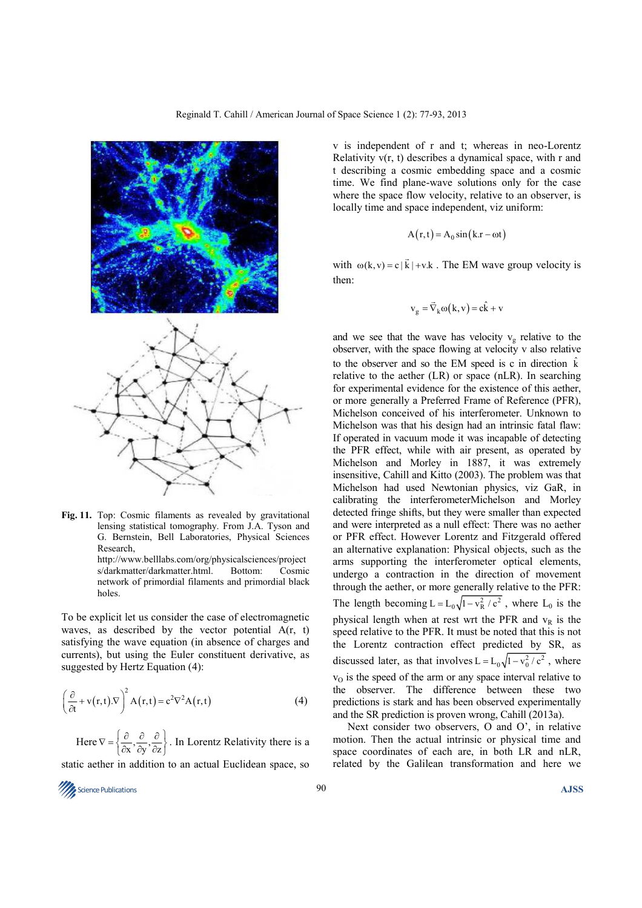Fig. 11. Top: Cosmic filaments as revealed by gravitational lensing statistical tomography. From J.A. Tyson and G. Bernstein, Bell Laboratories, Physical Sciences Research, http://www.belllabs.com/org/physicalsciences/projects/darkmatter/darkmatter.html. Bottom: Cosmic network of primordial filaments and primordial black holes.

To be explicit let us consider the case of electromagnetic waves, as described by the vector potential A(r, t) satisfying the wave equation (in absence of charges and currents), but using the Euler constituent derivative, as suggested by Hertz Equation (4):

$$\left(\frac{\partial}{\partial t}+v(r,t).\nabla\right)^2 A(r,t)=c^2\nabla^2 A(r,t) \tag{4}$$

Here $\nabla=\left\{\frac{\partial}{\partial x},\frac{\partial}{\partial y},\frac{\partial}{\partial z}\right\}$. In Lorentz Relativity there is a static aether in addition to an actual Euclidean space, so v is independent of r and t; whereas in neo-Lorentz Relativity v(r, t) describes a dynamical space, with r and t describing a cosmic embedding space and a cosmic time. We find plane-wave solutions only for the case where the space flow velocity, relative to an observer, is locally time and space independent, viz uniform:

$$A(r,t)=A_0\sin(k.r-\omega t)$$

with $\omega(k,v)=c|\vec{k}|+v.k$. The EM wave group velocity is then:

$$v_g=\vec{\nabla}_k\omega(k,v)=c\hat{k}+v$$

and we see that the wave has velocity $v_g$ relative to the observer, with the space flowing at velocity v also relative to the observer and so the EM speed is c in direction $\hat{k}$ relative to the aether (LR) or space (nLR). In searching for experimental evidence for the existence of this aether, or more generally a Preferred Frame of Reference (PFR), Michelson conceived of his interferometer. Unknown to Michelson was that his design had an intrinsic fatal flaw: If operated in vacuum mode it was incapable of detecting the PFR effect, while with air present, as operated by Michelson and Morley in 1887, it was extremely insensitive, Cahill and Kitto (2003). The problem was that Michelson had used Newtonian physics, viz GaR, in calibrating the interferometerMichelson and Morley detected fringe shifts, but they were smaller than expected and were interpreted as a null effect: There was no aether or PFR effect. However Lorentz and Fitzgerald offered an alternative explanation: Physical objects, such as the arms supporting the interferometer optical elements, undergo a contraction in the direction of movement through the aether, or more generally relative to the PFR: The length becoming $L=L_0\sqrt{1-v_R^2/c^2}$, where $L_0$ is the physical length when at rest wrt the PFR and $v_R$ is the speed relative to the PFR. It must be noted that this is not the Lorentz contraction effect predicted by SR, as discussed later, as that involves $L=L_0\sqrt{1-v_0^2/c^2}$, where $v_O$ is the speed of the arm or any space interval relative to the observer. The difference between these two predictions is stark and has been observed experimentally and the SR prediction is proven wrong, Cahill (2013a).

Next consider two observers, O and O', in relative motion. Then the actual intrinsic or physical time and space coordinates of each are, in both LR and nLR, related by the Galilean transformation and here we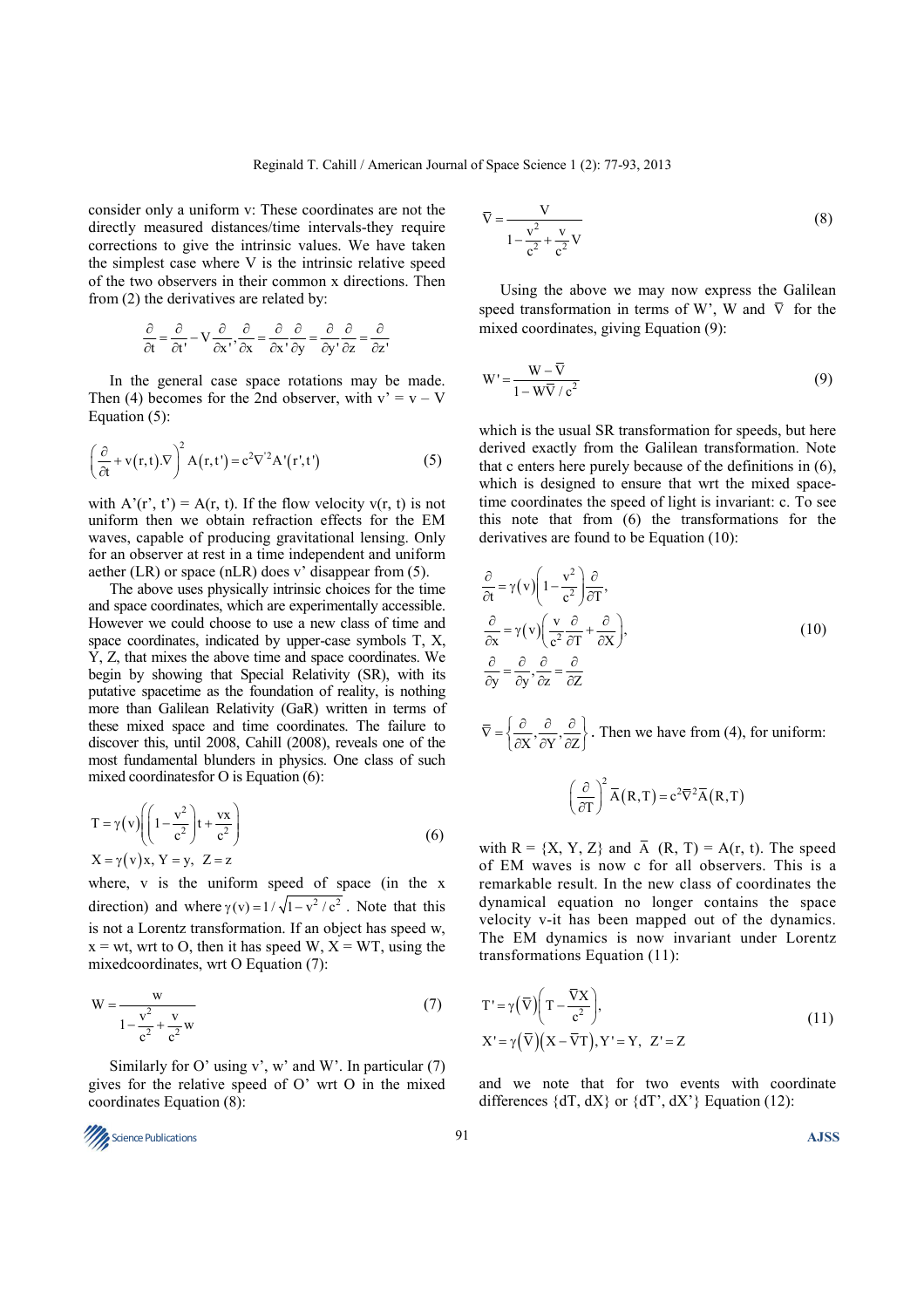consider only a uniform v: These coordinates are not the directly measured distances/time intervals-they require corrections to give the intrinsic values. We have taken the simplest case where V is the intrinsic relative speed of the two observers in their common x directions. Then from (2) the derivatives are related by:

$$\frac{\partial}{\partial t}=\frac{\partial}{\partial t'}-V\frac{\partial}{\partial x'},\frac{\partial}{\partial x}=\frac{\partial}{\partial x'}\frac{\partial}{\partial y}=\frac{\partial}{\partial y'}\frac{\partial}{\partial z}=\frac{\partial}{\partial z'}$$

In the general case space rotations may be made. Then (4) becomes for the 2nd observer, with v' = v – V Equation (5):

$$\left(\frac{\partial}{\partial t}+v(r,t).\nabla\right)^2 A(r,t')=c^2\nabla'^2A'(r',t') \tag{5}$$

with A'(r', t') = A(r, t). If the flow velocity v(r, t) is not uniform then we obtain refraction effects for the EM waves, capable of producing gravitational lensing. Only for an observer at rest in a time independent and uniform aether (LR) or space (nLR) does v' disappear from (5).

The above uses physically intrinsic choices for the time and space coordinates, which are experimentally accessible. However we could choose to use a new class of time and space coordinates, indicated by upper-case symbols T, X, Y, Z, that mixes the above time and space coordinates. We begin by showing that Special Relativity (SR), with its putative spacetime as the foundation of reality, is nothing more than Galilean Relativity (GaR) written in terms of these mixed space and time coordinates. The failure to discover this, until 2008, Cahill (2008), reveals one of the most fundamental blunders in physics. One class of such mixed coordinatesfor O is Equation (6):

$$\begin{aligned}&T=\gamma(v)\left(\left(1-\frac{v^2}{c^2}\right)t+\frac{vx}{c^2}\right)\\&X=\gamma(v)x,\ Y=y,\ \ Z=z\end{aligned} \tag{6}$$

where, v is the uniform speed of space (in the x direction) and where $\gamma(v)=1/\sqrt{1-v^2/c^2}$. Note that this is not a Lorentz transformation. If an object has speed w, x = wt, wrt to O, then it has speed W, X = WT, using the mixedcoordinates, wrt O Equation (7):

$$W=\frac{w}{1-\frac{v^2}{c^2}+\frac{v}{c^2}w} \tag{7}$$

Similarly for O' using v', w' and W'. In particular (7) gives for the relative speed of O' wrt O in the mixed coordinates Equation (8):

$$\bar{\nabla}=\frac{V}{1-\frac{v^2}{c^2}+\frac{v}{c^2}V} \tag{8}$$

Using the above we may now express the Galilean speed transformation in terms of W', W and $\bar{\nabla}$ for the mixed coordinates, giving Equation (9):

$$W'=\frac{W-\bar{\nabla}}{1-W\bar{\nabla}/c^2} \tag{9}$$

which is the usual SR transformation for speeds, but here derived exactly from the Galilean transformation. Note that c enters here purely because of the definitions in (6), which is designed to ensure that wrt the mixed space-time coordinates the speed of light is invariant: c. To see this note that from (6) the transformations for the derivatives are found to be Equation (10):

$$\begin{aligned}&\frac{\partial}{\partial t}=\gamma(v)\left(1-\frac{v^2}{c^2}\right)\frac{\partial}{\partial T},\\&\frac{\partial}{\partial x}=\gamma(v)\left(\frac{v}{c^2}\frac{\partial}{\partial T}+\frac{\partial}{\partial X}\right),\\&\frac{\partial}{\partial y}=\frac{\partial}{\partial y},\frac{\partial}{\partial z}=\frac{\partial}{\partial Z}\end{aligned} \tag{10}$$

$\bar{\nabla}=\left\{\frac{\partial}{\partial X},\frac{\partial}{\partial Y},\frac{\partial}{\partial Z}\right\}$. Then we have from (4), for uniform:

$$\left(\frac{\partial}{\partial T}\right)^2\bar{A}(R,T)=c^2\bar{\nabla}^2\bar{A}(R,T)$$

with R = {X, Y, Z} and $\bar{A}$ (R, T) = A(r, t). The speed of EM waves is now c for all observers. This is a remarkable result. In the new class of coordinates the dynamical equation no longer contains the space velocity v-it has been mapped out of the dynamics. The EM dynamics is now invariant under Lorentz transformations Equation (11):

$$\begin{aligned}&T'=\gamma(\bar{\nabla})\left(T-\frac{\bar{\nabla}X}{c^2}\right),\\&X'=\gamma(\bar{\nabla})(X-\bar{\nabla}T),Y'=Y,\ \ Z'=Z\end{aligned} \tag{11}$$

and we note that for two events with coordinate differences {dT, dX} or {dT', dX'} Equation (12):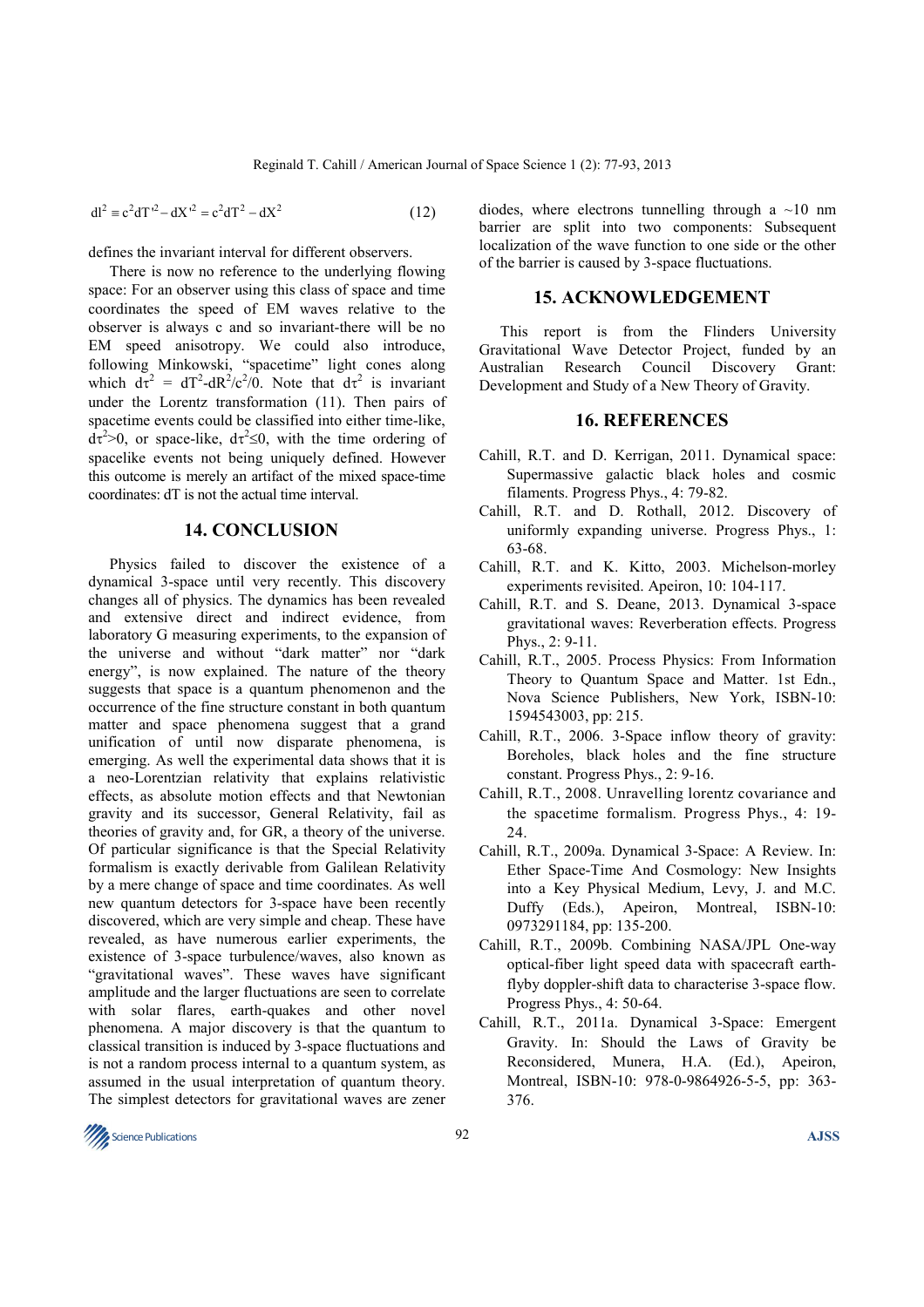$$dl^2 \equiv c^2dT'^2 - dX'^2 = c^2dT^2 - dX^2 \tag{12}$$

defines the invariant interval for different observers.

There is now no reference to the underlying flowing space: For an observer using this class of space and time coordinates the speed of EM waves relative to the observer is always c and so invariant-there will be no EM speed anisotropy. We could also introduce, following Minkowski, "spacetime" light cones along which $d\tau^2 = dT^2 - dR^2/c^2/0$. Note that $d\tau^2$ is invariant under the Lorentz transformation (11). Then pairs of spacetime events could be classified into either time-like, $d\tau^2>0$, or space-like, $d\tau^2 \leq 0$, with the time ordering of spacelike events not being uniquely defined. However this outcome is merely an artifact of the mixed space-time coordinates: dT is not the actual time interval.

## 14. CONCLUSION

Physics failed to discover the existence of a dynamical 3-space until very recently. This discovery changes all of physics. The dynamics has been revealed and extensive direct and indirect evidence, from laboratory G measuring experiments, to the expansion of the universe and without "dark matter" nor "dark energy", is now explained. The nature of the theory suggests that space is a quantum phenomenon and the occurrence of the fine structure constant in both quantum matter and space phenomena suggest that a grand unification of until now disparate phenomena, is emerging. As well the experimental data shows that it is a neo-Lorentzian relativity that explains relativistic effects, as absolute motion effects and that Newtonian gravity and its successor, General Relativity, fail as theories of gravity and, for GR, a theory of the universe. Of particular significance is that the Special Relativity formalism is exactly derivable from Galilean Relativity by a mere change of space and time coordinates. As well new quantum detectors for 3-space have been recently discovered, which are very simple and cheap. These have revealed, as have numerous earlier experiments, the existence of 3-space turbulence/waves, also known as "gravitational waves". These waves have significant amplitude and the larger fluctuations are seen to correlate with solar flares, earth-quakes and other novel phenomena. A major discovery is that the quantum to classical transition is induced by 3-space fluctuations and is not a random process internal to a quantum system, as assumed in the usual interpretation of quantum theory. The simplest detectors for gravitational waves are zener diodes, where electrons tunnelling through a ~10 nm barrier are split into two components: Subsequent localization of the wave function to one side or the other of the barrier is caused by 3-space fluctuations.

## 15. ACKNOWLEDGEMENT

This report is from the Flinders University Gravitational Wave Detector Project, funded by an Australian Research Council Discovery Grant: Development and Study of a New Theory of Gravity.

## 16. REFERENCES

Cahill, R.T. and D. Kerrigan, 2011. Dynamical space: Supermassive galactic black holes and cosmic filaments. Progress Phys., 4: 79-82.

Cahill, R.T. and D. Rothall, 2012. Discovery of uniformly expanding universe. Progress Phys., 1: 63-68.

Cahill, R.T. and K. Kitto, 2003. Michelson-morley experiments revisited. Apeiron, 10: 104-117.

Cahill, R.T. and S. Deane, 2013. Dynamical 3-space gravitational waves: Reverberation effects. Progress Phys., 2: 9-11.

Cahill, R.T., 2005. Process Physics: From Information Theory to Quantum Space and Matter. 1st Edn., Nova Science Publishers, New York, ISBN-10: 1594543003, pp: 215.

Cahill, R.T., 2006. 3-Space inflow theory of gravity: Boreholes, black holes and the fine structure constant. Progress Phys., 2: 9-16.

Cahill, R.T., 2008. Unravelling lorentz covariance and the spacetime formalism. Progress Phys., 4: 19-24.

Cahill, R.T., 2009a. Dynamical 3-Space: A Review. In: Ether Space-Time And Cosmology: New Insights into a Key Physical Medium, Levy, J. and M.C. Duffy (Eds.), Apeiron, Montreal, ISBN-10: 0973291184, pp: 135-200.

Cahill, R.T., 2009b. Combining NASA/JPL One-way optical-fiber light speed data with spacecraft earth-flyby doppler-shift data to characterise 3-space flow. Progress Phys., 4: 50-64.

Cahill, R.T., 2011a. Dynamical 3-Space: Emergent Gravity. In: Should the Laws of Gravity be Reconsidered, Munera, H.A. (Ed.), Apeiron, Montreal, ISBN-10: 978-0-9864926-5-5, pp: 363-376.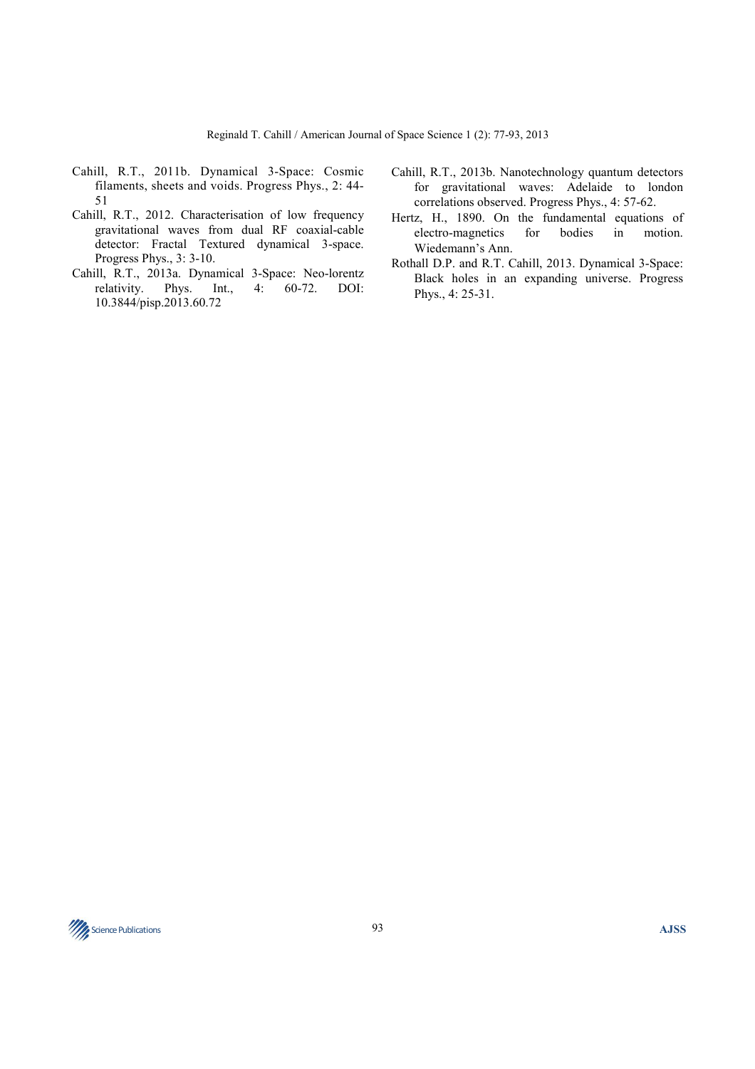Cahill, R.T., 2011b. Dynamical 3-Space: Cosmic filaments, sheets and voids. Progress Phys., 2: 44-51

Cahill, R.T., 2012. Characterisation of low frequency gravitational waves from dual RF coaxial-cable detector: Fractal Textured dynamical 3-space. Progress Phys., 3: 3-10.

Cahill, R.T., 2013a. Dynamical 3-Space: Neo-lorentz relativity. Phys. Int., 4: 60-72. DOI: 10.3844/pisp.2013.60.72

Cahill, R.T., 2013b. Nanotechnology quantum detectors for gravitational waves: Adelaide to london correlations observed. Progress Phys., 4: 57-62.

Hertz, H., 1890. On the fundamental equations of electro-magnetics for bodies in motion. Wiedemann's Ann.

Rothall D.P. and R.T. Cahill, 2013. Dynamical 3-Space: Black holes in an expanding universe. Progress Phys., 4: 25-31.